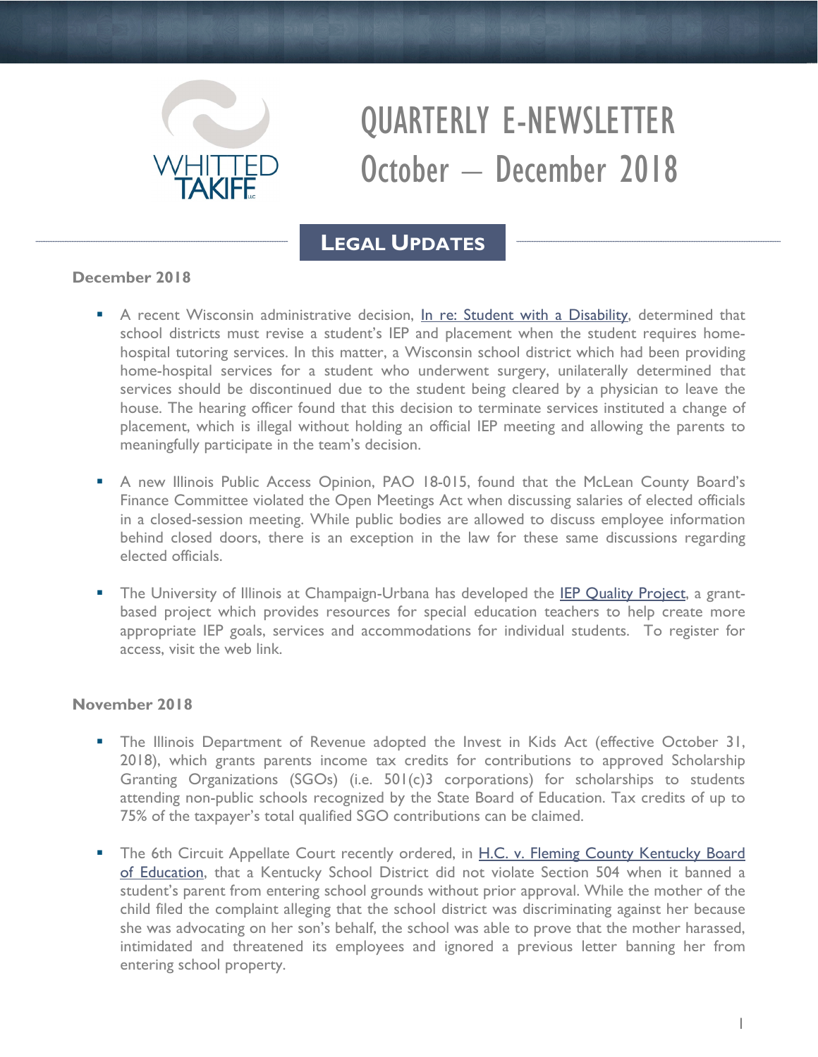# QUARTERLY E-NEWSLETTER
# October – December 2018

## LEGAL UPDATES

### December 2018

- A recent Wisconsin administrative decision, In re: Student with a Disability, determined that school districts must revise a student's IEP and placement when the student requires home-hospital tutoring services. In this matter, a Wisconsin school district which had been providing home-hospital services for a student who underwent surgery, unilaterally determined that services should be discontinued due to the student being cleared by a physician to leave the house. The hearing officer found that this decision to terminate services instituted a change of placement, which is illegal without holding an official IEP meeting and allowing the parents to meaningfully participate in the team's decision.

- A new Illinois Public Access Opinion, PAO 18-015, found that the McLean County Board's Finance Committee violated the Open Meetings Act when discussing salaries of elected officials in a closed-session meeting. While public bodies are allowed to discuss employee information behind closed doors, there is an exception in the law for these same discussions regarding elected officials.

- The University of Illinois at Champaign-Urbana has developed the IEP Quality Project, a grant-based project which provides resources for special education teachers to help create more appropriate IEP goals, services and accommodations for individual students. To register for access, visit the web link.

### November 2018

- The Illinois Department of Revenue adopted the Invest in Kids Act (effective October 31, 2018), which grants parents income tax credits for contributions to approved Scholarship Granting Organizations (SGOs) (i.e. 501(c)3 corporations) for scholarships to students attending non-public schools recognized by the State Board of Education. Tax credits of up to 75% of the taxpayer's total qualified SGO contributions can be claimed.

- The 6th Circuit Appellate Court recently ordered, in H.C. v. Fleming County Kentucky Board of Education, that a Kentucky School District did not violate Section 504 when it banned a student's parent from entering school grounds without prior approval. While the mother of the child filed the complaint alleging that the school district was discriminating against her because she was advocating on her son's behalf, the school was able to prove that the mother harassed, intimidated and threatened its employees and ignored a previous letter banning her from entering school property.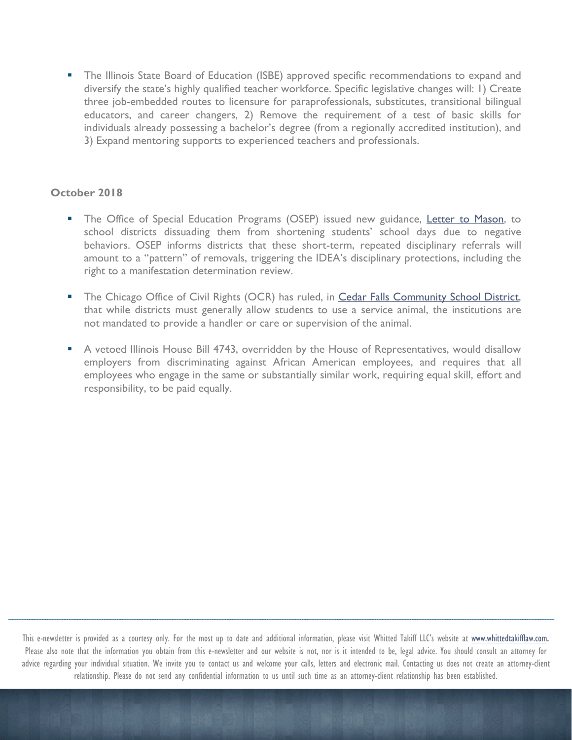- The Illinois State Board of Education (ISBE) approved specific recommendations to expand and diversify the state's highly qualified teacher workforce. Specific legislative changes will: 1) Create three job-embedded routes to licensure for paraprofessionals, substitutes, transitional bilingual educators, and career changers, 2) Remove the requirement of a test of basic skills for individuals already possessing a bachelor's degree (from a regionally accredited institution), and 3) Expand mentoring supports to experienced teachers and professionals.

**October 2018**

- The Office of Special Education Programs (OSEP) issued new guidance, Letter to Mason, to school districts dissuading them from shortening students' school days due to negative behaviors. OSEP informs districts that these short-term, repeated disciplinary referrals will amount to a "pattern" of removals, triggering the IDEA's disciplinary protections, including the right to a manifestation determination review.

- The Chicago Office of Civil Rights (OCR) has ruled, in Cedar Falls Community School District, that while districts must generally allow students to use a service animal, the institutions are not mandated to provide a handler or care or supervision of the animal.

- A vetoed Illinois House Bill 4743, overridden by the House of Representatives, would disallow employers from discriminating against African American employees, and requires that all employees who engage in the same or substantially similar work, requiring equal skill, effort and responsibility, to be paid equally.

---

This e-newsletter is provided as a courtesy only. For the most up to date and additional information, please visit Whitted Takiff LLC's website at www.whittedtakifflaw.com. Please also note that the information you obtain from this e-newsletter and our website is not, nor is it intended to be, legal advice. You should consult an attorney for advice regarding your individual situation. We invite you to contact us and welcome your calls, letters and electronic mail. Contacting us does not create an attorney-client relationship. Please do not send any confidential information to us until such time as an attorney-client relationship has been established.